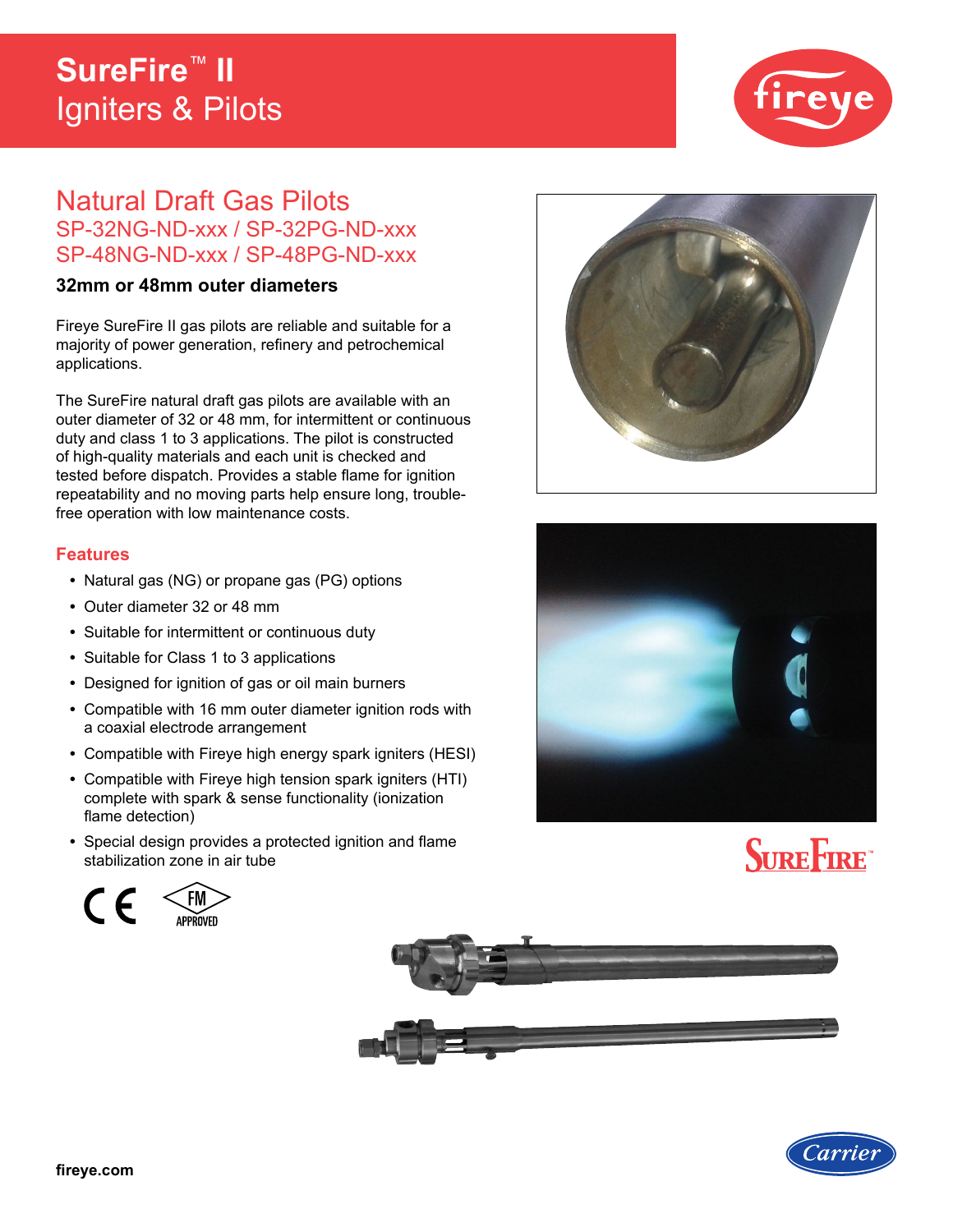# SureFire™ II
## Igniters & Pilots

## Natural Draft Gas Pilots
### SP-32NG-ND-xxx / SP-32PG-ND-xxx
### SP-48NG-ND-xxx / SP-48PG-ND-xxx

**32mm or 48mm outer diameters**

Fireye SureFire II gas pilots are reliable and suitable for a majority of power generation, refinery and petrochemical applications.

The SureFire natural draft gas pilots are available with an outer diameter of 32 or 48 mm, for intermittent or continuous duty and class 1 to 3 applications. The pilot is constructed of high-quality materials and each unit is checked and tested before dispatch. Provides a stable flame for ignition repeatability and no moving parts help ensure long, trouble-free operation with low maintenance costs.

### Features

- Natural gas (NG) or propane gas (PG) options
- Outer diameter 32 or 48 mm
- Suitable for intermittent or continuous duty
- Suitable for Class 1 to 3 applications
- Designed for ignition of gas or oil main burners
- Compatible with 16 mm outer diameter ignition rods with a coaxial electrode arrangement
- Compatible with Fireye high energy spark igniters (HESI)
- Compatible with Fireye high tension spark igniters (HTI) complete with spark & sense functionality (ionization flame detection)
- Special design provides a protected ignition and flame stabilization zone in air tube

CE FM APPROVED

fireye.com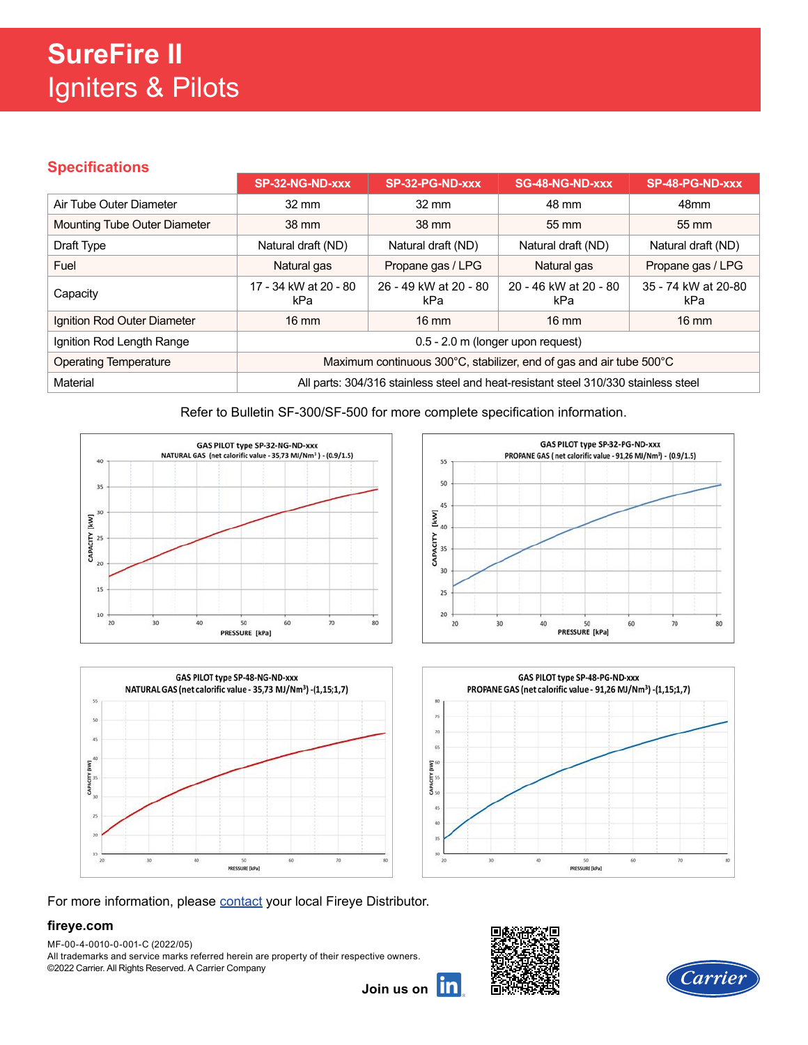# SureFire II
## Igniters & Pilots

### Specifications

| | SP-32-NG-ND-xxx | SP-32-PG-ND-xxx | SG-48-NG-ND-xxx | SP-48-PG-ND-xxx |
|---|---|---|---|---|
| Air Tube Outer Diameter | 32 mm | 32 mm | 48 mm | 48mm |
| Mounting Tube Outer Diameter | 38 mm | 38 mm | 55 mm | 55 mm |
| Draft Type | Natural draft (ND) | Natural draft (ND) | Natural draft (ND) | Natural draft (ND) |
| Fuel | Natural gas | Propane gas / LPG | Natural gas | Propane gas / LPG |
| Capacity | 17 - 34 kW at 20 - 80 kPa | 26 - 49 kW at 20 - 80 kPa | 20 - 46 kW at 20 - 80 kPa | 35 - 74 kW at 20-80 kPa |
| Ignition Rod Outer Diameter | 16 mm | 16 mm | 16 mm | 16 mm |
| Ignition Rod Length Range | 0.5 - 2.0 m (longer upon request) | | | |
| Operating Temperature | Maximum continuous 300°C, stabilizer, end of gas and air tube 500°C | | | |
| Material | All parts: 304/316 stainless steel and heat-resistant steel 310/330 stainless steel | | | |

Refer to Bulletin SF-300/SF-500 for more complete specification information.

GAS PILOT type SP-32-NG-ND-xxx
NATURAL GAS (net calorific value - 35,73 MJ/Nm³) - (0.9/1.5)
CAPACITY [kW]: 10, 15, 20, 25, 30, 35, 40
PRESSURE [kPa]: 20, 30, 40, 50, 60, 70, 80

GAS PILOT type SP-32-PG-ND-xxx
PROPANE GAS (net calorific value - 91,26 MJ/Nm³) - (0.9/1.5)
CAPACITY [kW]: 20, 25, 30, 35, 40, 45, 50, 55
PRESSURE [kPa]: 20, 30, 40, 50, 60, 70, 80

GAS PILOT type SP-48-NG-ND-xxx
NATURAL GAS (net calorific value - 35,73 MJ/Nm³) -(1,15;1,7)
CAPACITY [kW]: 15, 20, 25, 30, 35, 40, 45, 50, 55
PRESSURE [kPa]: 20, 30, 40, 50, 60, 70, 80

GAS PILOT type SP-48-PG-ND-xxx
PROPANE GAS (net calorific value - 91,26 MJ/Nm³) -(1,15;1,7)
CAPACITY [kW]: 30, 35, 40, 45, 50, 55, 60, 65, 70, 75, 80
PRESSURE [kPa]: 20, 30, 40, 50, 60, 70, 80

For more information, please contact your local Fireye Distributor.

**fireye.com**

MF-00-4-0010-0-001-C (2022/05)
All trademarks and service marks referred herein are property of their respective owners.
©2022 Carrier. All Rights Reserved. A Carrier Company

**Join us on** in